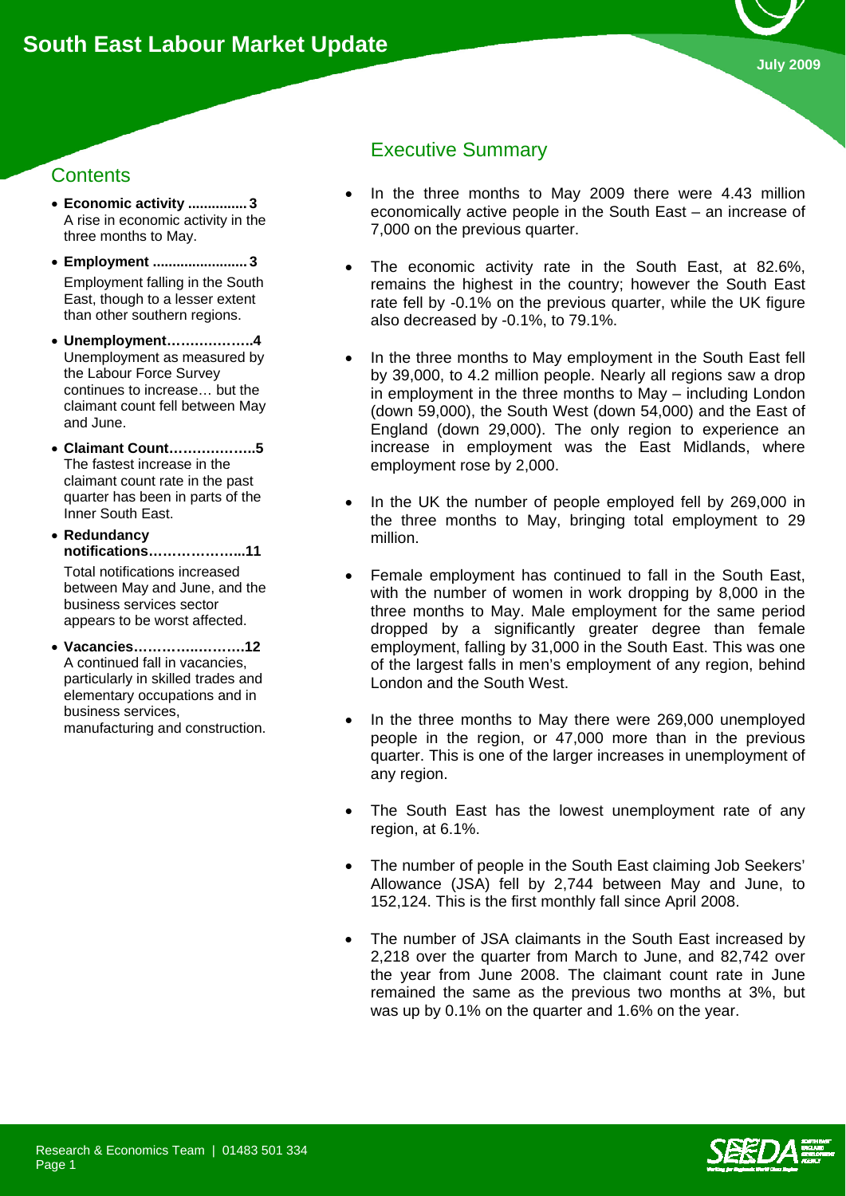# South East Labour Market Update

July 2009

## Contents

- **Economic activity ............... 3**
  A rise in economic activity in the three months to May.
- **Employment ........................ 3**
  Employment falling in the South East, though to a lesser extent than other southern regions.
- **Unemployment……………..4**
  Unemployment as measured by the Labour Force Survey continues to increase… but the claimant count fell between May and June.
- **Claimant Count……………..5**
  The fastest increase in the claimant count rate in the past quarter has been in parts of the Inner South East.
- **Redundancy notifications………………..11**
  Total notifications increased between May and June, and the business services sector appears to be worst affected.
- **Vacancies……….……….12**
  A continued fall in vacancies, particularly in skilled trades and elementary occupations and in business services, manufacturing and construction.

## Executive Summary

- In the three months to May 2009 there were 4.43 million economically active people in the South East – an increase of 7,000 on the previous quarter.
- The economic activity rate in the South East, at 82.6%, remains the highest in the country; however the South East rate fell by -0.1% on the previous quarter, while the UK figure also decreased by -0.1%, to 79.1%.
- In the three months to May employment in the South East fell by 39,000, to 4.2 million people. Nearly all regions saw a drop in employment in the three months to May – including London (down 59,000), the South West (down 54,000) and the East of England (down 29,000). The only region to experience an increase in employment was the East Midlands, where employment rose by 2,000.
- In the UK the number of people employed fell by 269,000 in the three months to May, bringing total employment to 29 million.
- Female employment has continued to fall in the South East, with the number of women in work dropping by 8,000 in the three months to May. Male employment for the same period dropped by a significantly greater degree than female employment, falling by 31,000 in the South East. This was one of the largest falls in men's employment of any region, behind London and the South West.
- In the three months to May there were 269,000 unemployed people in the region, or 47,000 more than in the previous quarter. This is one of the larger increases in unemployment of any region.
- The South East has the lowest unemployment rate of any region, at 6.1%.
- The number of people in the South East claiming Job Seekers' Allowance (JSA) fell by 2,744 between May and June, to 152,124. This is the first monthly fall since April 2008.
- The number of JSA claimants in the South East increased by 2,218 over the quarter from March to June, and 82,742 over the year from June 2008. The claimant count rate in June remained the same as the previous two months at 3%, but was up by 0.1% on the quarter and 1.6% on the year.

Research & Economics Team | 01483 501 334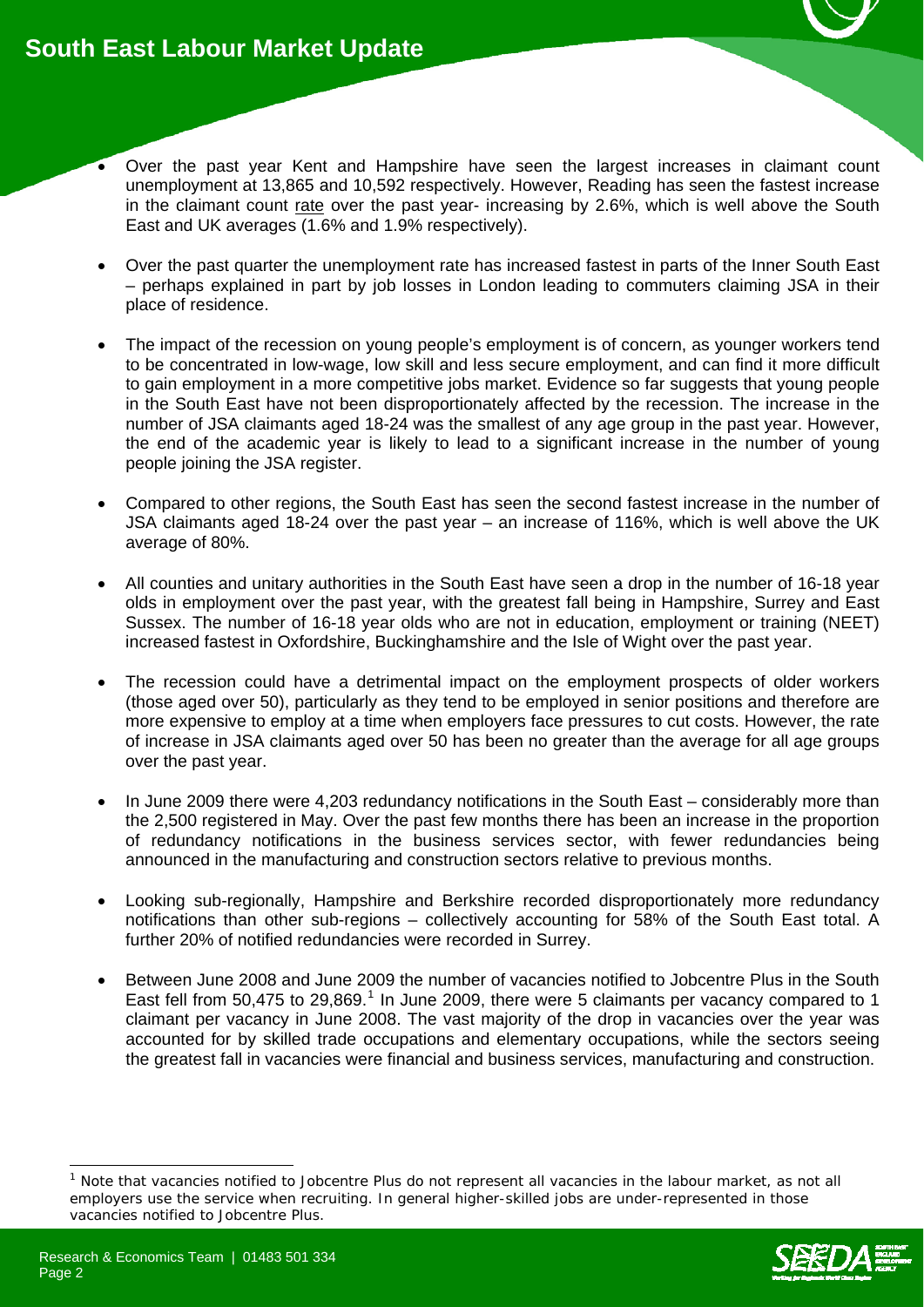- Over the past year Kent and Hampshire have seen the largest increases in claimant count unemployment at 13,865 and 10,592 respectively. However, Reading has seen the fastest increase in the claimant count rate over the past year- increasing by 2.6%, which is well above the South East and UK averages (1.6% and 1.9% respectively).

- Over the past quarter the unemployment rate has increased fastest in parts of the Inner South East – perhaps explained in part by job losses in London leading to commuters claiming JSA in their place of residence.

- The impact of the recession on young people's employment is of concern, as younger workers tend to be concentrated in low-wage, low skill and less secure employment, and can find it more difficult to gain employment in a more competitive jobs market. Evidence so far suggests that young people in the South East have not been disproportionately affected by the recession. The increase in the number of JSA claimants aged 18-24 was the smallest of any age group in the past year. However, the end of the academic year is likely to lead to a significant increase in the number of young people joining the JSA register.

- Compared to other regions, the South East has seen the second fastest increase in the number of JSA claimants aged 18-24 over the past year – an increase of 116%, which is well above the UK average of 80%.

- All counties and unitary authorities in the South East have seen a drop in the number of 16-18 year olds in employment over the past year, with the greatest fall being in Hampshire, Surrey and East Sussex. The number of 16-18 year olds who are not in education, employment or training (NEET) increased fastest in Oxfordshire, Buckinghamshire and the Isle of Wight over the past year.

- The recession could have a detrimental impact on the employment prospects of older workers (those aged over 50), particularly as they tend to be employed in senior positions and therefore are more expensive to employ at a time when employers face pressures to cut costs. However, the rate of increase in JSA claimants aged over 50 has been no greater than the average for all age groups over the past year.

- In June 2009 there were 4,203 redundancy notifications in the South East – considerably more than the 2,500 registered in May. Over the past few months there has been an increase in the proportion of redundancy notifications in the business services sector, with fewer redundancies being announced in the manufacturing and construction sectors relative to previous months.

- Looking sub-regionally, Hampshire and Berkshire recorded disproportionately more redundancy notifications than other sub-regions – collectively accounting for 58% of the South East total. A further 20% of notified redundancies were recorded in Surrey.

- Between June 2008 and June 2009 the number of vacancies notified to Jobcentre Plus in the South East fell from 50,475 to 29,869.[1] In June 2009, there were 5 claimants per vacancy compared to 1 claimant per vacancy in June 2008. The vast majority of the drop in vacancies over the year was accounted for by skilled trade occupations and elementary occupations, while the sectors seeing the greatest fall in vacancies were financial and business services, manufacturing and construction.

[1] Note that vacancies notified to Jobcentre Plus do not represent all vacancies in the labour market, as not all employers use the service when recruiting. In general higher-skilled jobs are under-represented in those vacancies notified to Jobcentre Plus.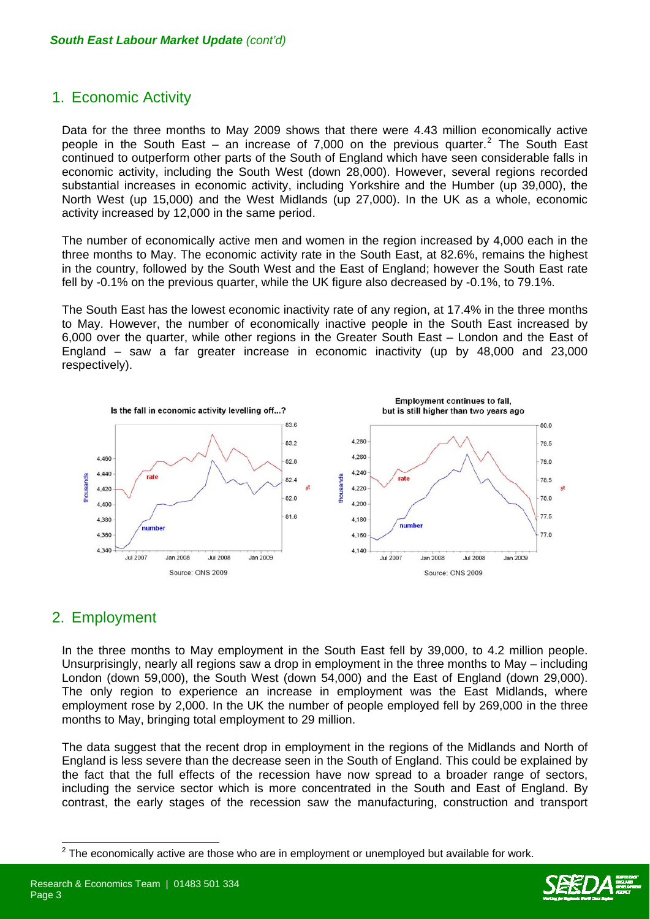*South East Labour Market Update (cont'd)*

## 1. Economic Activity

Data for the three months to May 2009 shows that there were 4.43 million economically active people in the South East – an increase of 7,000 on the previous quarter.[2] The South East continued to outperform other parts of the South of England which have seen considerable falls in economic activity, including the South West (down 28,000). However, several regions recorded substantial increases in economic activity, including Yorkshire and the Humber (up 39,000), the North West (up 15,000) and the West Midlands (up 27,000). In the UK as a whole, economic activity increased by 12,000 in the same period.

The number of economically active men and women in the region increased by 4,000 each in the three months to May. The economic activity rate in the South East, at 82.6%, remains the highest in the country, followed by the South West and the East of England; however the South East rate fell by -0.1% on the previous quarter, while the UK figure also decreased by -0.1%, to 79.1%.

The South East has the lowest economic inactivity rate of any region, at 17.4% in the three months to May. However, the number of economically inactive people in the South East increased by 6,000 over the quarter, while other regions in the Greater South East – London and the East of England – saw a far greater increase in economic inactivity (up by 48,000 and 23,000 respectively).

**Is the fall in economic activity levelling off...?**

Source: ONS 2009

**Employment continues to fall, but is still higher than two years ago**

Source: ONS 2009

## 2. Employment

In the three months to May employment in the South East fell by 39,000, to 4.2 million people. Unsurprisingly, nearly all regions saw a drop in employment in the three months to May – including London (down 59,000), the South West (down 54,000) and the East of England (down 29,000). The only region to experience an increase in employment was the East Midlands, where employment rose by 2,000. In the UK the number of people employed fell by 269,000 in the three months to May, bringing total employment to 29 million.

The data suggest that the recent drop in employment in the regions of the Midlands and North of England is less severe than the decrease seen in the South of England. This could be explained by the fact that the full effects of the recession have now spread to a broader range of sectors, including the service sector which is more concentrated in the South and East of England. By contrast, the early stages of the recession saw the manufacturing, construction and transport

[2] The economically active are those who are in employment or unemployed but available for work.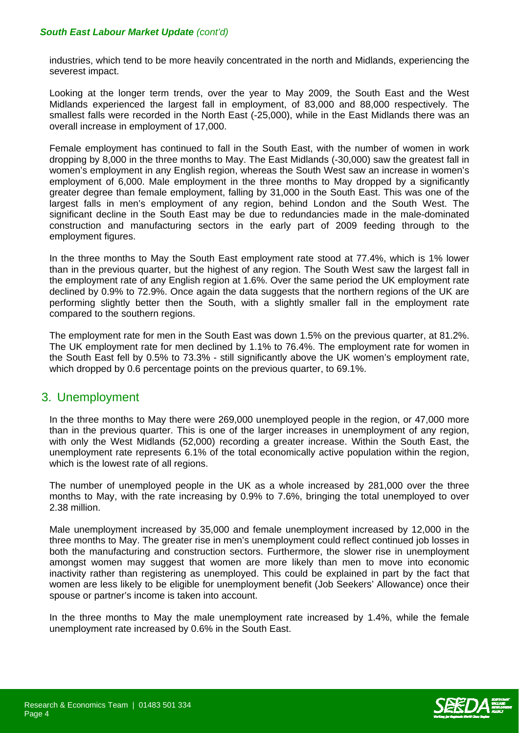industries, which tend to be more heavily concentrated in the north and Midlands, experiencing the severest impact.

Looking at the longer term trends, over the year to May 2009, the South East and the West Midlands experienced the largest fall in employment, of 83,000 and 88,000 respectively. The smallest falls were recorded in the North East (-25,000), while in the East Midlands there was an overall increase in employment of 17,000.

Female employment has continued to fall in the South East, with the number of women in work dropping by 8,000 in the three months to May. The East Midlands (-30,000) saw the greatest fall in women's employment in any English region, whereas the South West saw an increase in women's employment of 6,000. Male employment in the three months to May dropped by a significantly greater degree than female employment, falling by 31,000 in the South East. This was one of the largest falls in men's employment of any region, behind London and the South West. The significant decline in the South East may be due to redundancies made in the male-dominated construction and manufacturing sectors in the early part of 2009 feeding through to the employment figures.

In the three months to May the South East employment rate stood at 77.4%, which is 1% lower than in the previous quarter, but the highest of any region. The South West saw the largest fall in the employment rate of any English region at 1.6%. Over the same period the UK employment rate declined by 0.9% to 72.9%. Once again the data suggests that the northern regions of the UK are performing slightly better then the South, with a slightly smaller fall in the employment rate compared to the southern regions.

The employment rate for men in the South East was down 1.5% on the previous quarter, at 81.2%. The UK employment rate for men declined by 1.1% to 76.4%. The employment rate for women in the South East fell by 0.5% to 73.3% - still significantly above the UK women's employment rate, which dropped by 0.6 percentage points on the previous quarter, to 69.1%.

## 3. Unemployment

In the three months to May there were 269,000 unemployed people in the region, or 47,000 more than in the previous quarter. This is one of the larger increases in unemployment of any region, with only the West Midlands (52,000) recording a greater increase. Within the South East, the unemployment rate represents 6.1% of the total economically active population within the region, which is the lowest rate of all regions.

The number of unemployed people in the UK as a whole increased by 281,000 over the three months to May, with the rate increasing by 0.9% to 7.6%, bringing the total unemployed to over 2.38 million.

Male unemployment increased by 35,000 and female unemployment increased by 12,000 in the three months to May. The greater rise in men's unemployment could reflect continued job losses in both the manufacturing and construction sectors. Furthermore, the slower rise in unemployment amongst women may suggest that women are more likely than men to move into economic inactivity rather than registering as unemployed. This could be explained in part by the fact that women are less likely to be eligible for unemployment benefit (Job Seekers' Allowance) once their spouse or partner's income is taken into account.

In the three months to May the male unemployment rate increased by 1.4%, while the female unemployment rate increased by 0.6% in the South East.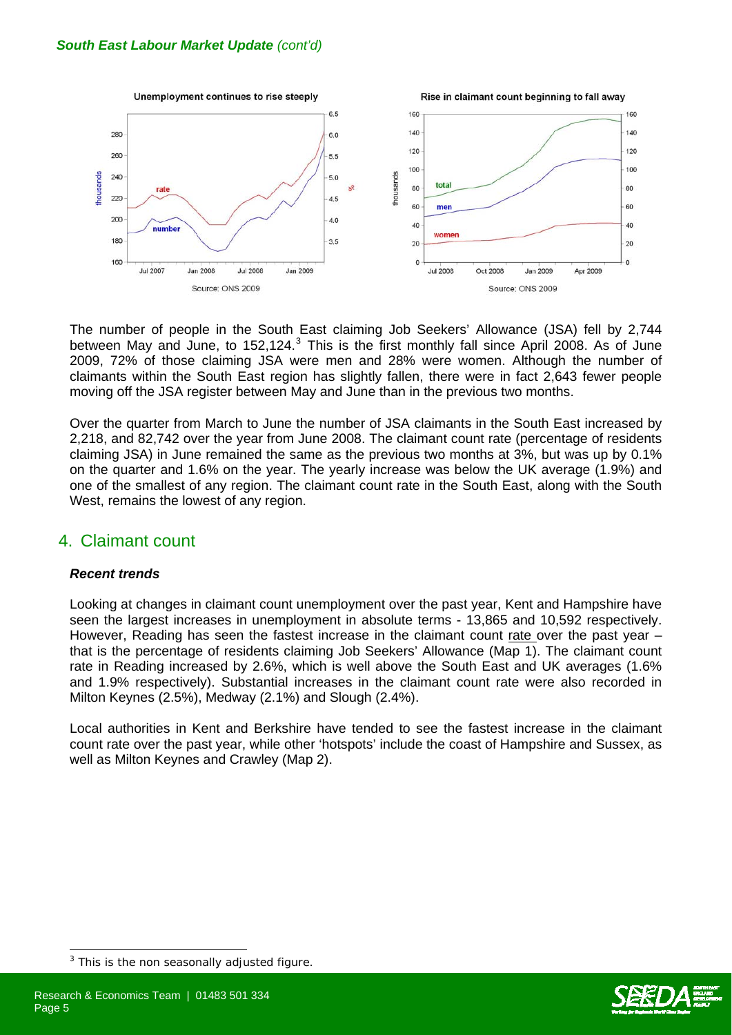The number of people in the South East claiming Job Seekers' Allowance (JSA) fell by 2,744 between May and June, to 152,124.[3] This is the first monthly fall since April 2008. As of June 2009, 72% of those claiming JSA were men and 28% were women. Although the number of claimants within the South East region has slightly fallen, there were in fact 2,643 fewer people moving off the JSA register between May and June than in the previous two months.

Over the quarter from March to June the number of JSA claimants in the South East increased by 2,218, and 82,742 over the year from June 2008. The claimant count rate (percentage of residents claiming JSA) in June remained the same as the previous two months at 3%, but was up by 0.1% on the quarter and 1.6% on the year. The yearly increase was below the UK average (1.9%) and one of the smallest of any region. The claimant count rate in the South East, along with the South West, remains the lowest of any region.

## 4. Claimant count

### *Recent trends*

Looking at changes in claimant count unemployment over the past year, Kent and Hampshire have seen the largest increases in unemployment in absolute terms - 13,865 and 10,592 respectively. However, Reading has seen the fastest increase in the claimant count rate over the past year – that is the percentage of residents claiming Job Seekers' Allowance (Map 1). The claimant count rate in Reading increased by 2.6%, which is well above the South East and UK averages (1.6% and 1.9% respectively). Substantial increases in the claimant count rate were also recorded in Milton Keynes (2.5%), Medway (2.1%) and Slough (2.4%).

Local authorities in Kent and Berkshire have tended to see the fastest increase in the claimant count rate over the past year, while other 'hotspots' include the coast of Hampshire and Sussex, as well as Milton Keynes and Crawley (Map 2).

[3] This is the non seasonally adjusted figure.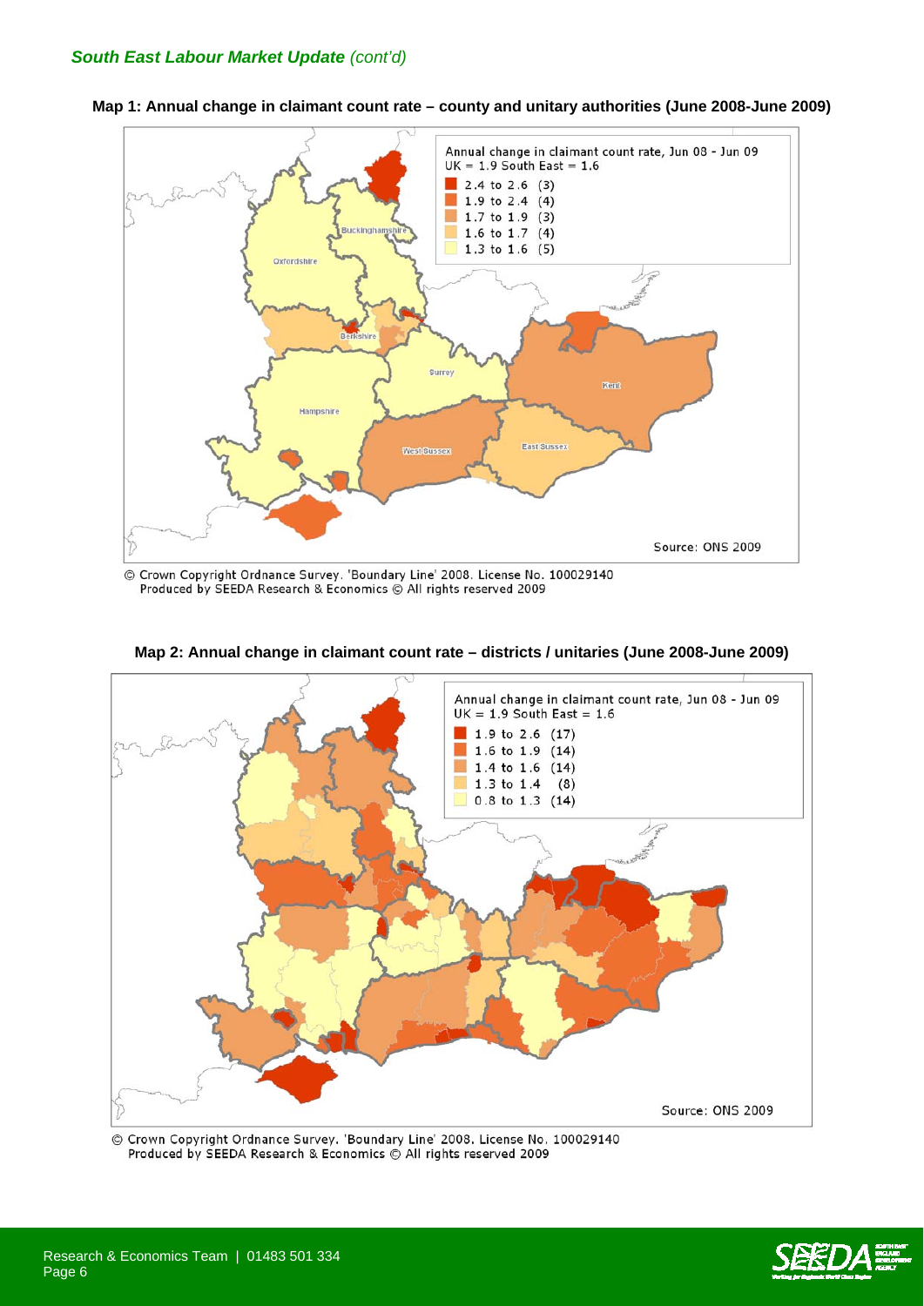*South East Labour Market Update (cont'd)*

**Map 1: Annual change in claimant count rate – county and unitary authorities (June 2008-June 2009)**

Annual change in claimant count rate, Jun 08 - Jun 09
UK = 1.9 South East = 1.6

- 2.4 to 2.6 (3)
- 1.9 to 2.4 (4)
- 1.7 to 1.9 (3)
- 1.6 to 1.7 (4)
- 1.3 to 1.6 (5)

Source: ONS 2009

© Crown Copyright Ordnance Survey. 'Boundary Line' 2008. License No. 100029140
Produced by SEEDA Research & Economics © All rights reserved 2009

**Map 2: Annual change in claimant count rate – districts / unitaries (June 2008-June 2009)**

Annual change in claimant count rate, Jun 08 - Jun 09
UK = 1.9 South East = 1.6

- 1.9 to 2.6 (17)
- 1.6 to 1.9 (14)
- 1.4 to 1.6 (14)
- 1.3 to 1.4 (8)
- 0.8 to 1.3 (14)

Source: ONS 2009

© Crown Copyright Ordnance Survey. 'Boundary Line' 2008. License No. 100029140
Produced by SEEDA Research & Economics © All rights reserved 2009

Research & Economics Team | 01483 501 334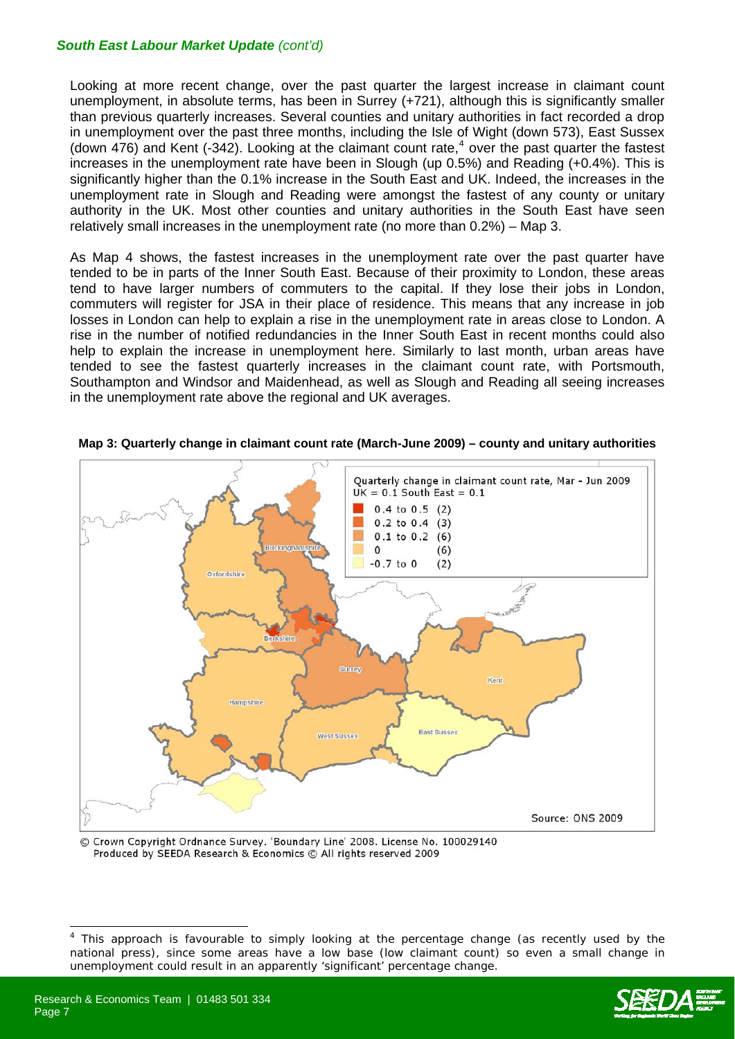***South East Labour Market Update** (cont'd)*

Looking at more recent change, over the past quarter the largest increase in claimant count unemployment, in absolute terms, has been in Surrey (+721), although this is significantly smaller than previous quarterly increases. Several counties and unitary authorities in fact recorded a drop in unemployment over the past three months, including the Isle of Wight (down 573), East Sussex (down 476) and Kent (-342). Looking at the claimant count rate,[4] over the past quarter the fastest increases in the unemployment rate have been in Slough (up 0.5%) and Reading (+0.4%). This is significantly higher than the 0.1% increase in the South East and UK. Indeed, the increases in the unemployment rate in Slough and Reading were amongst the fastest of any county or unitary authority in the UK. Most other counties and unitary authorities in the South East have seen relatively small increases in the unemployment rate (no more than 0.2%) – Map 3.

As Map 4 shows, the fastest increases in the unemployment rate over the past quarter have tended to be in parts of the Inner South East. Because of their proximity to London, these areas tend to have larger numbers of commuters to the capital. If they lose their jobs in London, commuters will register for JSA in their place of residence. This means that any increase in job losses in London can help to explain a rise in the unemployment rate in areas close to London. A rise in the number of notified redundancies in the Inner South East in recent months could also help to explain the increase in unemployment here. Similarly to last month, urban areas have tended to see the fastest quarterly increases in the claimant count rate, with Portsmouth, Southampton and Windsor and Maidenhead, as well as Slough and Reading all seeing increases in the unemployment rate above the regional and UK averages.

**Map 3: Quarterly change in claimant count rate (March-June 2009) – county and unitary authorities**

Quarterly change in claimant count rate, Mar - Jun 2009
UK = 0.1 South East = 0.1

- 0.4 to 0.5 (2)
- 0.2 to 0.4 (3)
- 0.1 to 0.2 (6)
- 0 (6)
- -0.7 to 0 (2)

Buckinghamshire, Oxfordshire, Berkshire, Surrey, Kent, Hampshire, West Sussex, East Sussex

Source: ONS 2009

© Crown Copyright Ordnance Survey. 'Boundary Line' 2008. License No. 100029140
Produced by SEEDA Research & Economics © All rights reserved 2009

---

[4] This approach is favourable to simply looking at the percentage change (as recently used by the national press), since some areas have a low base (low claimant count) so even a small change in unemployment could result in an apparently 'significant' percentage change.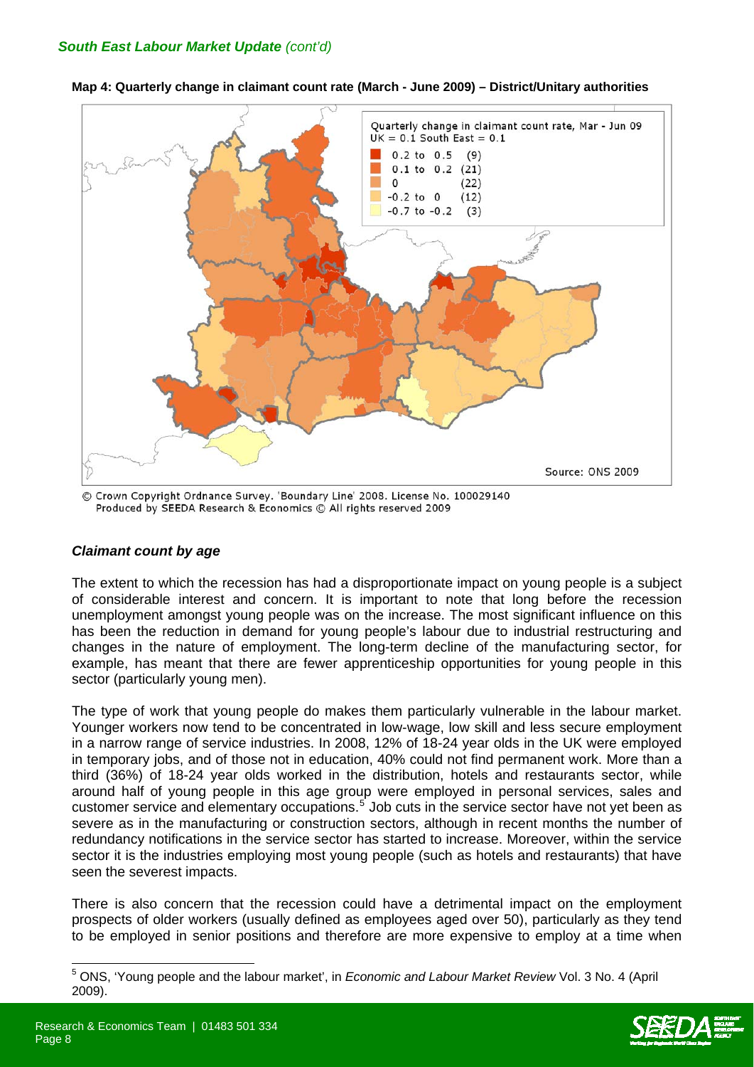## *South East Labour Market Update (cont'd)*

**Map 4: Quarterly change in claimant count rate (March - June 2009) – District/Unitary authorities**

Quarterly change in claimant count rate, Mar - Jun 09
UK = 0.1 South East = 0.1

| Range | Count |
|---|---|
| 0.2 to 0.5 | (9) |
| 0.1 to 0.2 | (21) |
| 0 | (22) |
| -0.2 to 0 | (12) |
| -0.7 to -0.2 | (3) |

Source: ONS 2009

© Crown Copyright Ordnance Survey. 'Boundary Line' 2008. License No. 100029140
Produced by SEEDA Research & Economics © All rights reserved 2009

### *Claimant count by age*

The extent to which the recession has had a disproportionate impact on young people is a subject of considerable interest and concern. It is important to note that long before the recession unemployment amongst young people was on the increase. The most significant influence on this has been the reduction in demand for young people's labour due to industrial restructuring and changes in the nature of employment. The long-term decline of the manufacturing sector, for example, has meant that there are fewer apprenticeship opportunities for young people in this sector (particularly young men).

The type of work that young people do makes them particularly vulnerable in the labour market. Younger workers now tend to be concentrated in low-wage, low skill and less secure employment in a narrow range of service industries. In 2008, 12% of 18-24 year olds in the UK were employed in temporary jobs, and of those not in education, 40% could not find permanent work. More than a third (36%) of 18-24 year olds worked in the distribution, hotels and restaurants sector, while around half of young people in this age group were employed in personal services, sales and customer service and elementary occupations.[5] Job cuts in the service sector have not yet been as severe as in the manufacturing or construction sectors, although in recent months the number of redundancy notifications in the service sector has started to increase. Moreover, within the service sector it is the industries employing most young people (such as hotels and restaurants) that have seen the severest impacts.

There is also concern that the recession could have a detrimental impact on the employment prospects of older workers (usually defined as employees aged over 50), particularly as they tend to be employed in senior positions and therefore are more expensive to employ at a time when

---

[5] ONS, 'Young people and the labour market', in *Economic and Labour Market Review* Vol. 3 No. 4 (April 2009).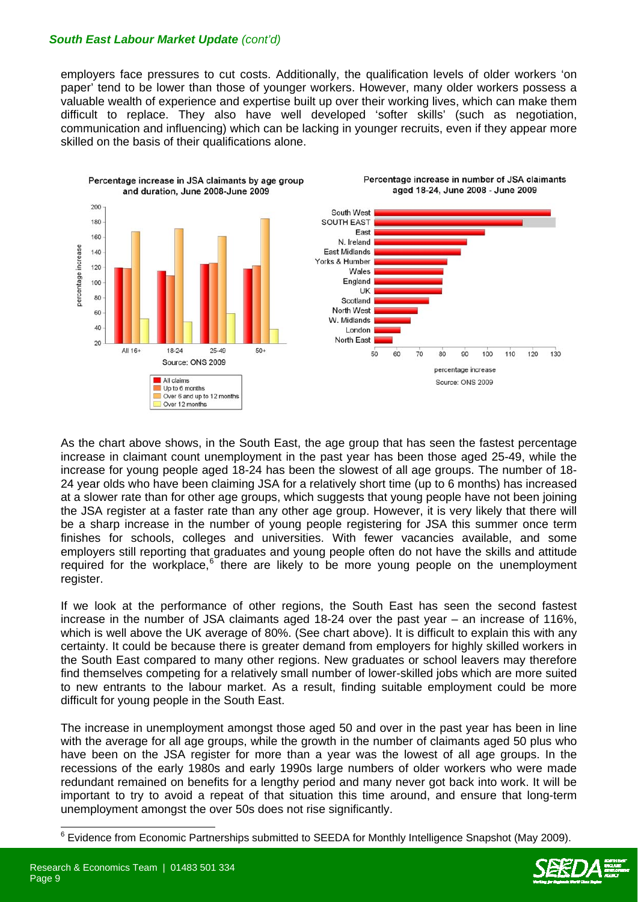employers face pressures to cut costs. Additionally, the qualification levels of older workers 'on paper' tend to be lower than those of younger workers. However, many older workers possess a valuable wealth of experience and expertise built up over their working lives, which can make them difficult to replace. They also have well developed 'softer skills' (such as negotiation, communication and influencing) which can be lacking in younger recruits, even if they appear more skilled on the basis of their qualifications alone.

**Percentage increase in JSA claimants by age group and duration, June 2008-June 2009**

Source: ONS 2009

**Percentage increase in number of JSA claimants aged 18-24, June 2008 - June 2009**

Source: ONS 2009

As the chart above shows, in the South East, the age group that has seen the fastest percentage increase in claimant count unemployment in the past year has been those aged 25-49, while the increase for young people aged 18-24 has been the slowest of all age groups. The number of 18-24 year olds who have been claiming JSA for a relatively short time (up to 6 months) has increased at a slower rate than for other age groups, which suggests that young people have not been joining the JSA register at a faster rate than any other age group. However, it is very likely that there will be a sharp increase in the number of young people registering for JSA this summer once term finishes for schools, colleges and universities. With fewer vacancies available, and some employers still reporting that graduates and young people often do not have the skills and attitude required for the workplace,[6] there are likely to be more young people on the unemployment register.

If we look at the performance of other regions, the South East has seen the second fastest increase in the number of JSA claimants aged 18-24 over the past year – an increase of 116%, which is well above the UK average of 80%. (See chart above). It is difficult to explain this with any certainty. It could be because there is greater demand from employers for highly skilled workers in the South East compared to many other regions. New graduates or school leavers may therefore find themselves competing for a relatively small number of lower-skilled jobs which are more suited to new entrants to the labour market. As a result, finding suitable employment could be more difficult for young people in the South East.

The increase in unemployment amongst those aged 50 and over in the past year has been in line with the average for all age groups, while the growth in the number of claimants aged 50 plus who have been on the JSA register for more than a year was the lowest of all age groups. In the recessions of the early 1980s and early 1990s large numbers of older workers who were made redundant remained on benefits for a lengthy period and many never got back into work. It will be important to try to avoid a repeat of that situation this time around, and ensure that long-term unemployment amongst the over 50s does not rise significantly.

---

[6] Evidence from Economic Partnerships submitted to SEEDA for Monthly Intelligence Snapshot (May 2009).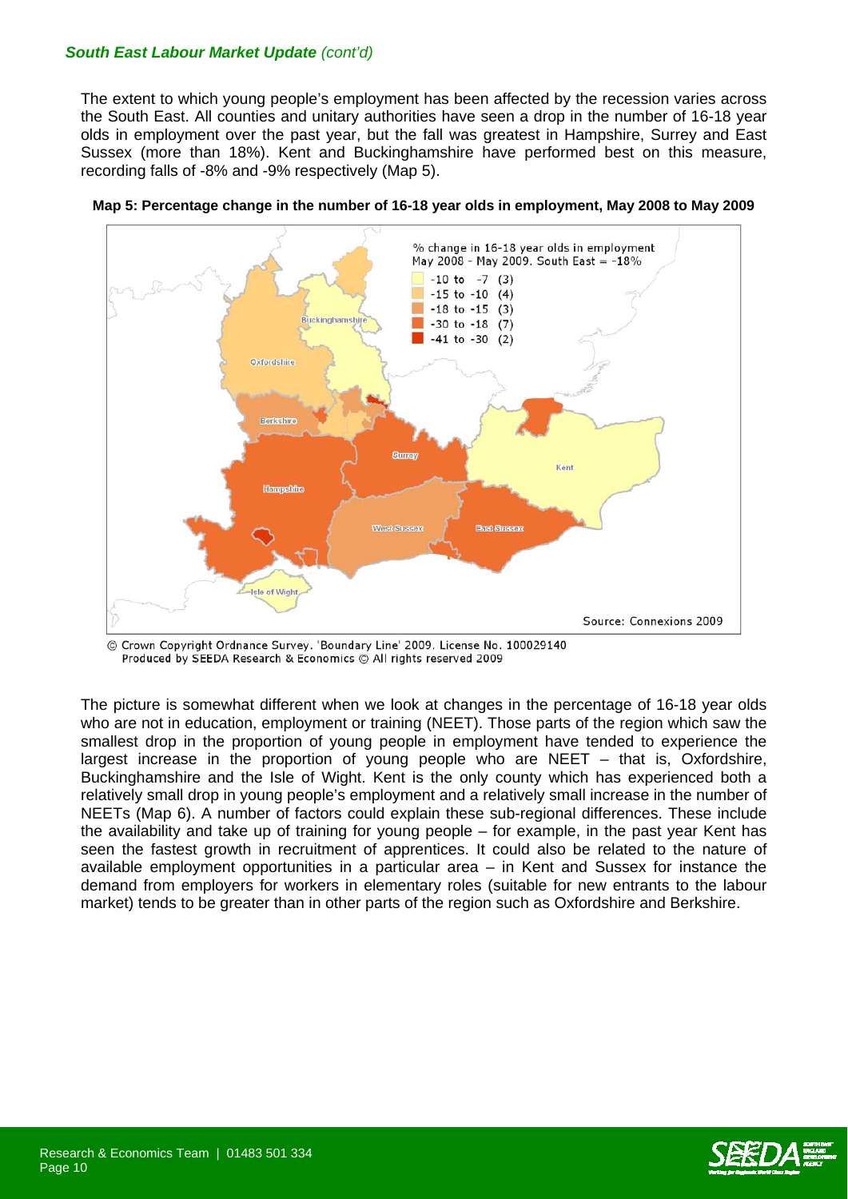***South East Labour Market Update** (cont'd)*

The extent to which young people's employment has been affected by the recession varies across the South East. All counties and unitary authorities have seen a drop in the number of 16-18 year olds in employment over the past year, but the fall was greatest in Hampshire, Surrey and East Sussex (more than 18%). Kent and Buckinghamshire have performed best on this measure, recording falls of -8% and -9% respectively (Map 5).

**Map 5: Percentage change in the number of 16-18 year olds in employment, May 2008 to May 2009**

© Crown Copyright Ordnance Survey. 'Boundary Line' 2009. License No. 100029140
Produced by SEEDA Research & Economics © All rights reserved 2009

The picture is somewhat different when we look at changes in the percentage of 16-18 year olds who are not in education, employment or training (NEET). Those parts of the region which saw the smallest drop in the proportion of young people in employment have tended to experience the largest increase in the proportion of young people who are NEET – that is, Oxfordshire, Buckinghamshire and the Isle of Wight. Kent is the only county which has experienced both a relatively small drop in young people's employment and a relatively small increase in the number of NEETs (Map 6). A number of factors could explain these sub-regional differences. These include the availability and take up of training for young people – for example, in the past year Kent has seen the fastest growth in recruitment of apprentices. It could also be related to the nature of available employment opportunities in a particular area – in Kent and Sussex for instance the demand from employers for workers in elementary roles (suitable for new entrants to the labour market) tends to be greater than in other parts of the region such as Oxfordshire and Berkshire.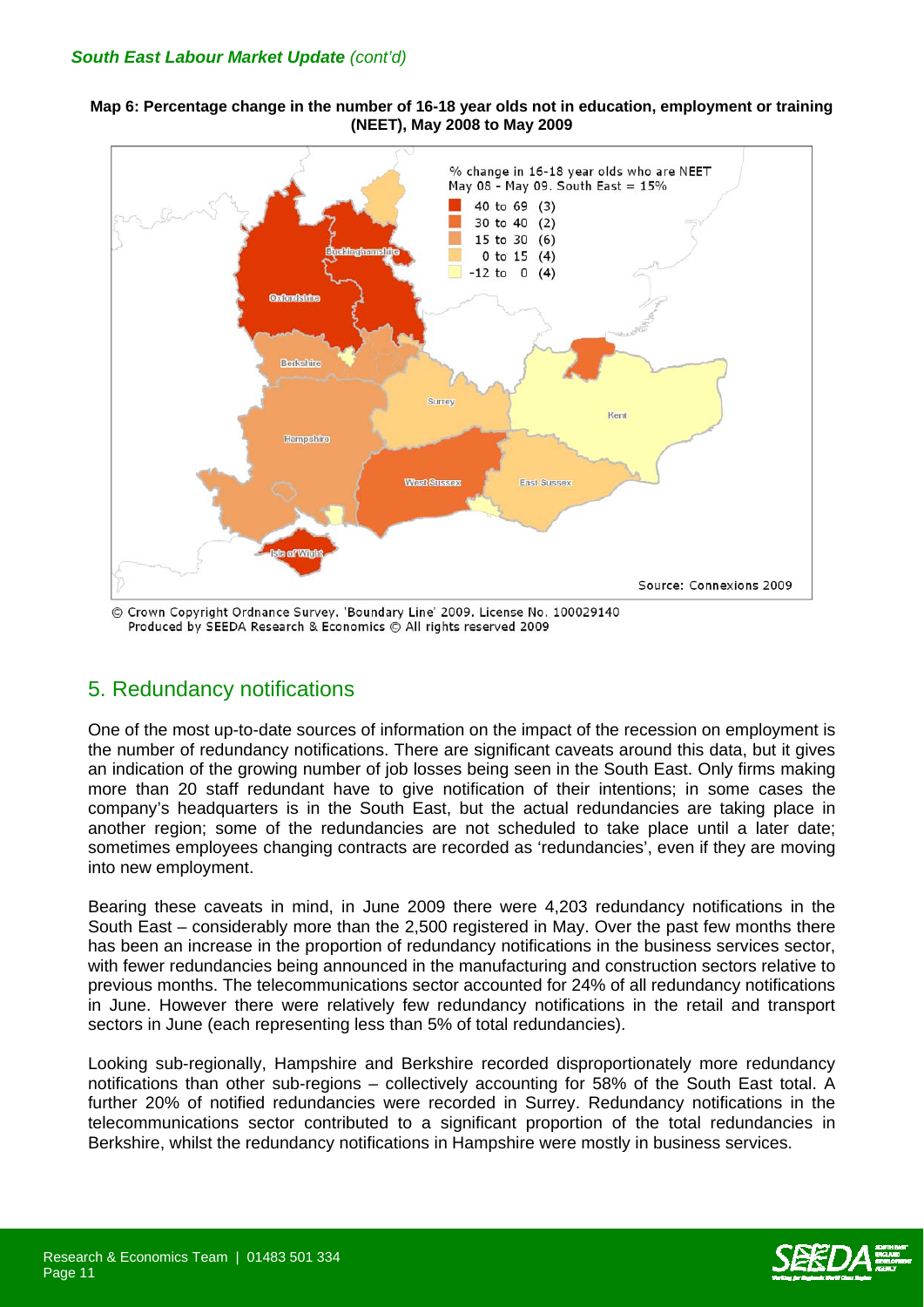*South East Labour Market Update (cont'd)*

**Map 6: Percentage change in the number of 16-18 year olds not in education, employment or training (NEET), May 2008 to May 2009**

% change in 16-18 year olds who are NEET
May 08 - May 09. South East = 15%

- 40 to 69 (3)
- 30 to 40 (2)
- 15 to 30 (6)
- 0 to 15 (4)
- -12 to 0 (4)

Buckinghamshire, Oxfordshire, Berkshire, Surrey, Kent, Hampshire, West Sussex, East Sussex, Isle of Wight

Source: Connexions 2009

© Crown Copyright Ordnance Survey. 'Boundary Line' 2009. License No. 100029140
Produced by SEEDA Research & Economics © All rights reserved 2009

## 5. Redundancy notifications

One of the most up-to-date sources of information on the impact of the recession on employment is the number of redundancy notifications. There are significant caveats around this data, but it gives an indication of the growing number of job losses being seen in the South East. Only firms making more than 20 staff redundant have to give notification of their intentions; in some cases the company's headquarters is in the South East, but the actual redundancies are taking place in another region; some of the redundancies are not scheduled to take place until a later date; sometimes employees changing contracts are recorded as 'redundancies', even if they are moving into new employment.

Bearing these caveats in mind, in June 2009 there were 4,203 redundancy notifications in the South East – considerably more than the 2,500 registered in May. Over the past few months there has been an increase in the proportion of redundancy notifications in the business services sector, with fewer redundancies being announced in the manufacturing and construction sectors relative to previous months. The telecommunications sector accounted for 24% of all redundancy notifications in June. However there were relatively few redundancy notifications in the retail and transport sectors in June (each representing less than 5% of total redundancies).

Looking sub-regionally, Hampshire and Berkshire recorded disproportionately more redundancy notifications than other sub-regions – collectively accounting for 58% of the South East total. A further 20% of notified redundancies were recorded in Surrey. Redundancy notifications in the telecommunications sector contributed to a significant proportion of the total redundancies in Berkshire, whilst the redundancy notifications in Hampshire were mostly in business services.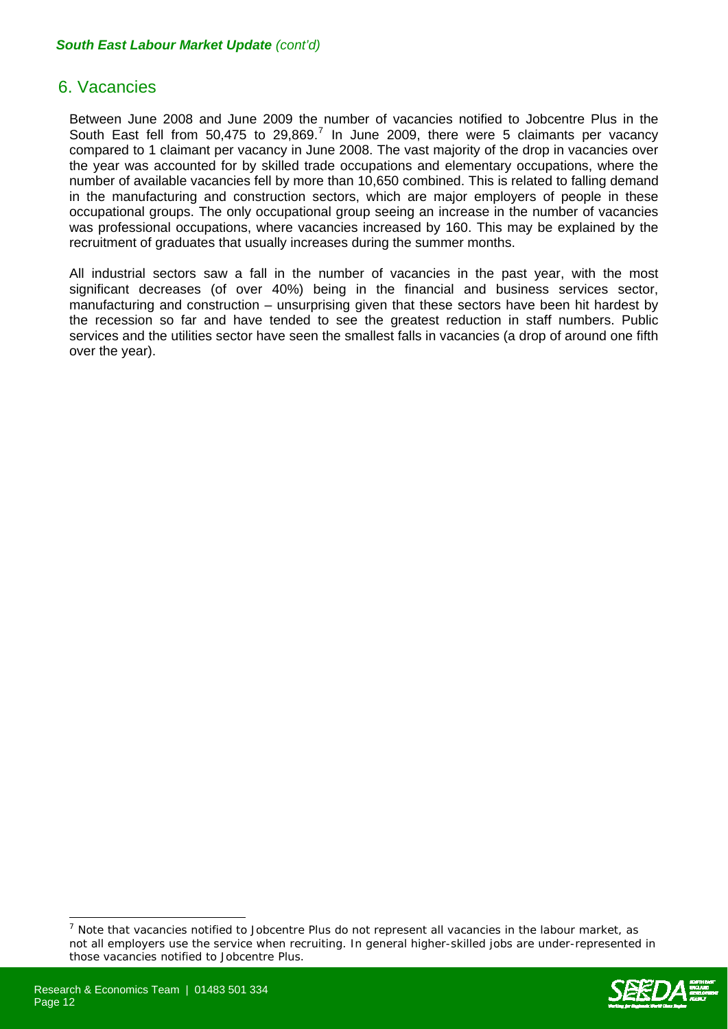## 6. Vacancies

Between June 2008 and June 2009 the number of vacancies notified to Jobcentre Plus in the South East fell from 50,475 to 29,869.[7] In June 2009, there were 5 claimants per vacancy compared to 1 claimant per vacancy in June 2008. The vast majority of the drop in vacancies over the year was accounted for by skilled trade occupations and elementary occupations, where the number of available vacancies fell by more than 10,650 combined. This is related to falling demand in the manufacturing and construction sectors, which are major employers of people in these occupational groups. The only occupational group seeing an increase in the number of vacancies was professional occupations, where vacancies increased by 160. This may be explained by the recruitment of graduates that usually increases during the summer months.

All industrial sectors saw a fall in the number of vacancies in the past year, with the most significant decreases (of over 40%) being in the financial and business services sector, manufacturing and construction – unsurprising given that these sectors have been hit hardest by the recession so far and have tended to see the greatest reduction in staff numbers. Public services and the utilities sector have seen the smallest falls in vacancies (a drop of around one fifth over the year).

[7] Note that vacancies notified to Jobcentre Plus do not represent all vacancies in the labour market, as not all employers use the service when recruiting. In general higher-skilled jobs are under-represented in those vacancies notified to Jobcentre Plus.